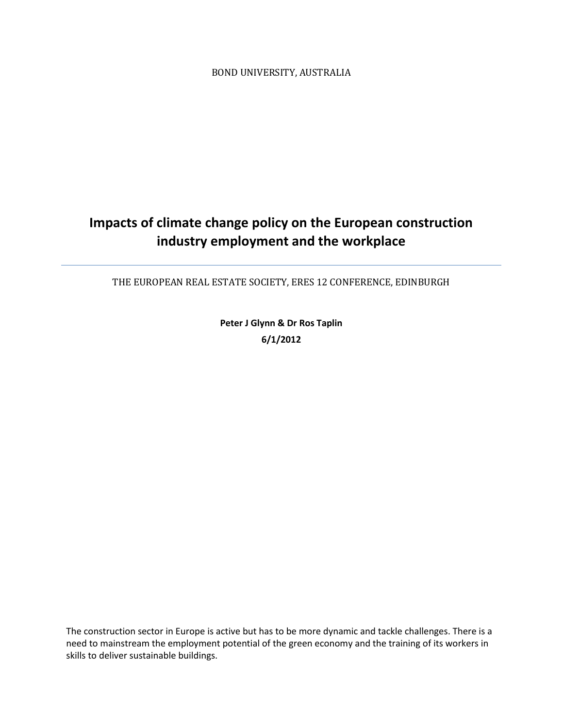BOND UNIVERSITY, AUSTRALIA

# Impacts of climate change policy on the European construction industry employment and the workplace

THE EUROPEAN REAL ESTATE SOCIETY, ERES 12 CONFERENCE, EDINBURGH

**Peter J Glynn & Dr Ros Taplin**

**6/1/2012**

The construction sector in Europe is active but has to be more dynamic and tackle challenges. There is a need to mainstream the employment potential of the green economy and the training of its workers in skills to deliver sustainable buildings.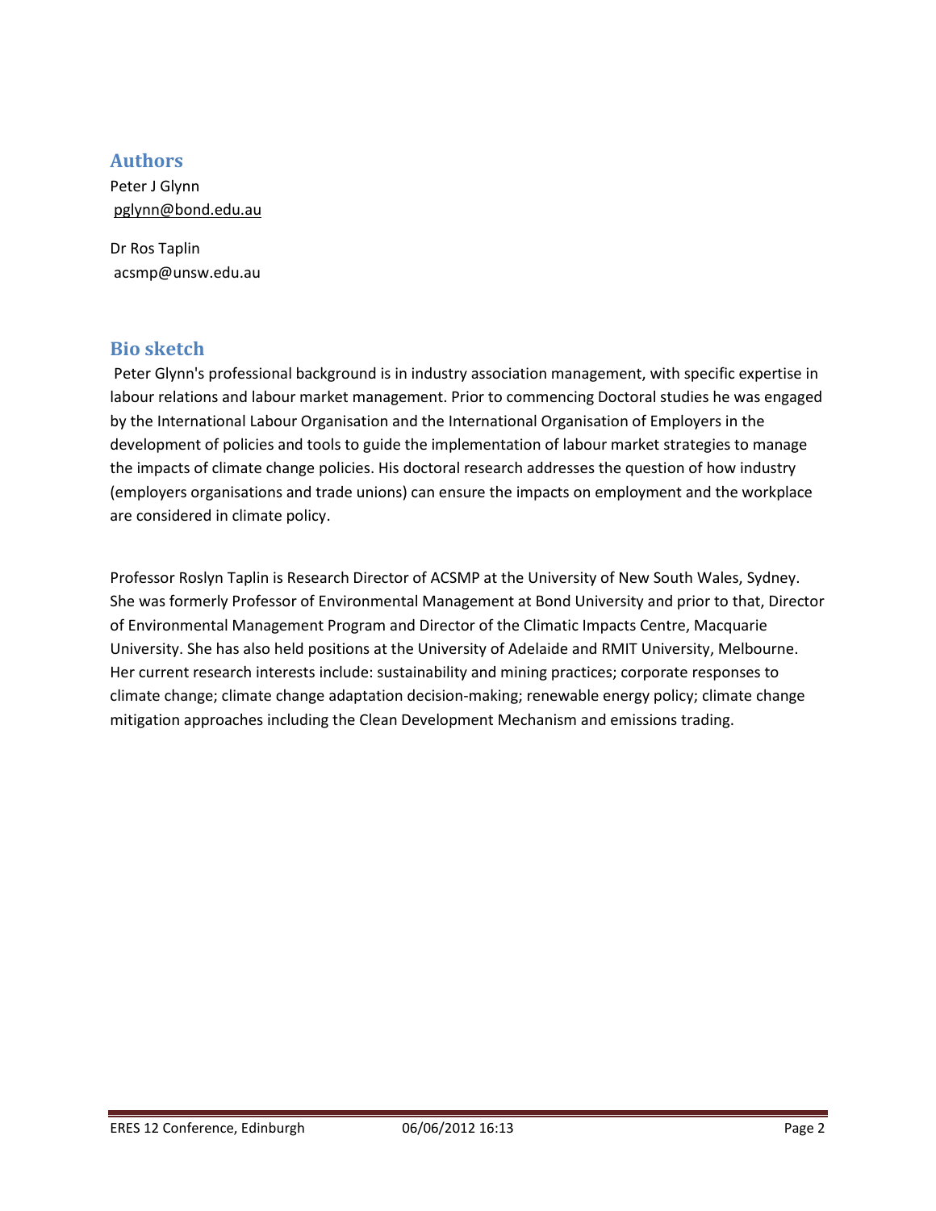## Authors

Peter J Glynn
pglynn@bond.edu.au

Dr Ros Taplin
acsmp@unsw.edu.au

## Bio sketch

Peter Glynn's professional background is in industry association management, with specific expertise in labour relations and labour market management. Prior to commencing Doctoral studies he was engaged by the International Labour Organisation and the International Organisation of Employers in the development of policies and tools to guide the implementation of labour market strategies to manage the impacts of climate change policies. His doctoral research addresses the question of how industry (employers organisations and trade unions) can ensure the impacts on employment and the workplace are considered in climate policy.

Professor Roslyn Taplin is Research Director of ACSMP at the University of New South Wales, Sydney. She was formerly Professor of Environmental Management at Bond University and prior to that, Director of Environmental Management Program and Director of the Climatic Impacts Centre, Macquarie University. She has also held positions at the University of Adelaide and RMIT University, Melbourne. Her current research interests include: sustainability and mining practices; corporate responses to climate change; climate change adaptation decision-making; renewable energy policy; climate change mitigation approaches including the Clean Development Mechanism and emissions trading.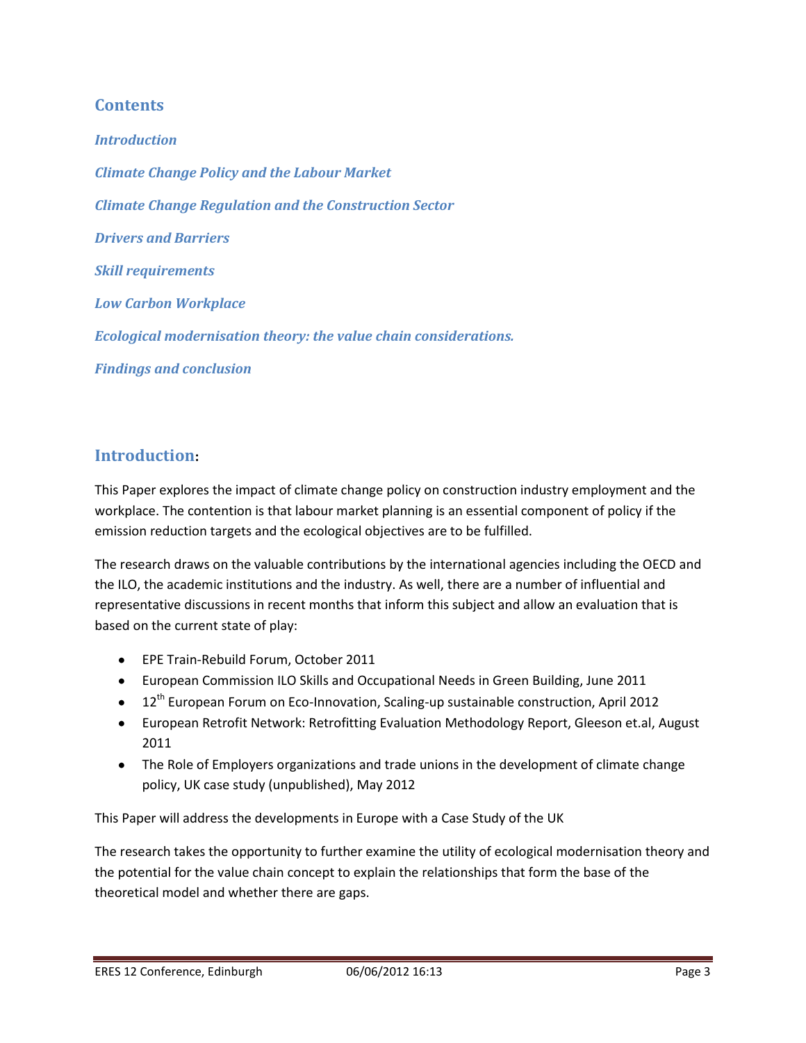## Contents

*Introduction*

*Climate Change Policy and the Labour Market*

*Climate Change Regulation and the Construction Sector*

*Drivers and Barriers*

*Skill requirements*

*Low Carbon Workplace*

*Ecological modernisation theory: the value chain considerations.*

*Findings and conclusion*

## Introduction:

This Paper explores the impact of climate change policy on construction industry employment and the workplace. The contention is that labour market planning is an essential component of policy if the emission reduction targets and the ecological objectives are to be fulfilled.

The research draws on the valuable contributions by the international agencies including the OECD and the ILO, the academic institutions and the industry. As well, there are a number of influential and representative discussions in recent months that inform this subject and allow an evaluation that is based on the current state of play:

- EPE Train-Rebuild Forum, October 2011
- European Commission ILO Skills and Occupational Needs in Green Building, June 2011
- 12th European Forum on Eco-Innovation, Scaling-up sustainable construction, April 2012
- European Retrofit Network: Retrofitting Evaluation Methodology Report, Gleeson et.al, August 2011
- The Role of Employers organizations and trade unions in the development of climate change policy, UK case study (unpublished), May 2012

This Paper will address the developments in Europe with a Case Study of the UK

The research takes the opportunity to further examine the utility of ecological modernisation theory and the potential for the value chain concept to explain the relationships that form the base of the theoretical model and whether there are gaps.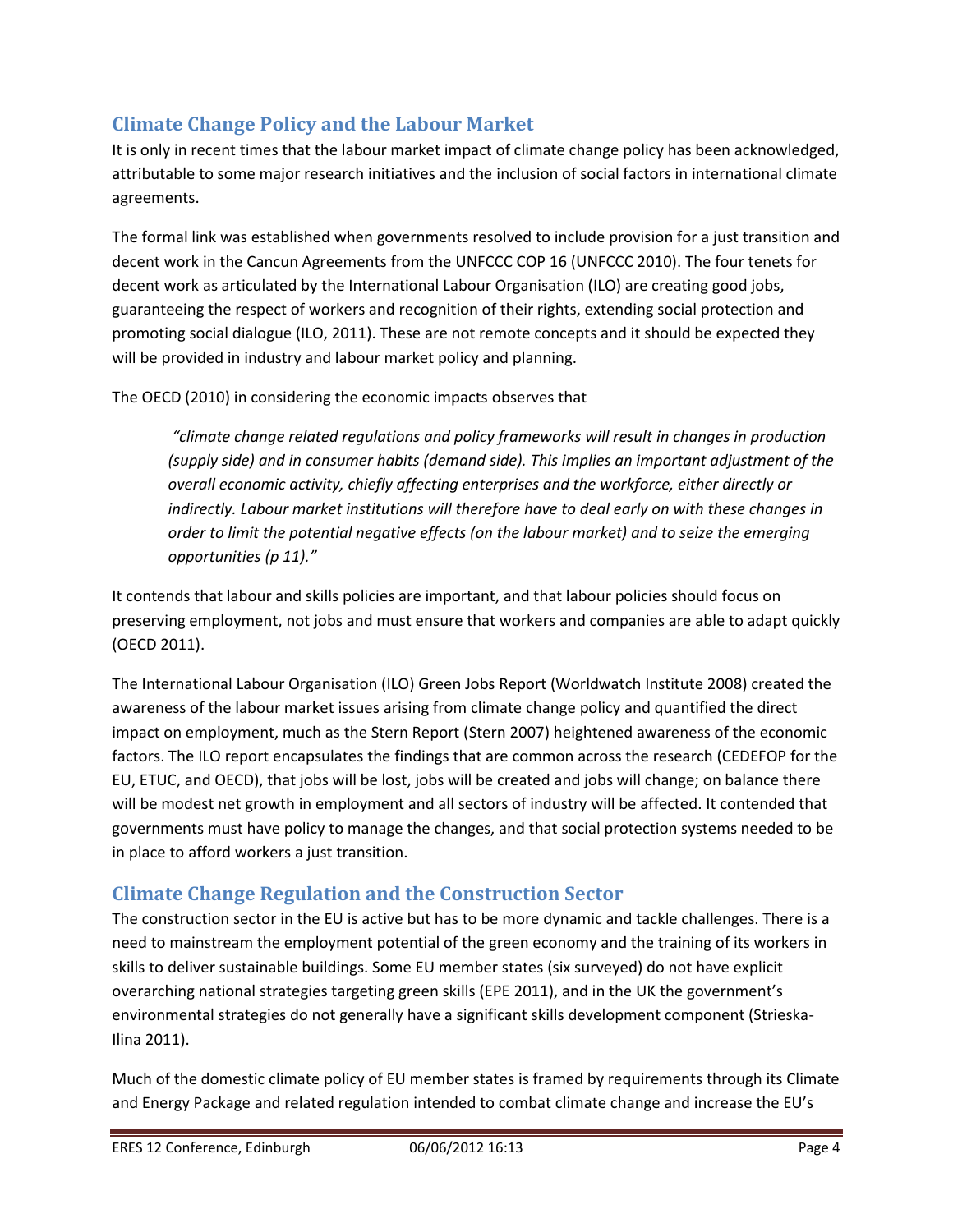## Climate Change Policy and the Labour Market

It is only in recent times that the labour market impact of climate change policy has been acknowledged, attributable to some major research initiatives and the inclusion of social factors in international climate agreements.

The formal link was established when governments resolved to include provision for a just transition and decent work in the Cancun Agreements from the UNFCCC COP 16 (UNFCCC 2010). The four tenets for decent work as articulated by the International Labour Organisation (ILO) are creating good jobs, guaranteeing the respect of workers and recognition of their rights, extending social protection and promoting social dialogue (ILO, 2011). These are not remote concepts and it should be expected they will be provided in industry and labour market policy and planning.

The OECD (2010) in considering the economic impacts observes that

> *"climate change related regulations and policy frameworks will result in changes in production (supply side) and in consumer habits (demand side). This implies an important adjustment of the overall economic activity, chiefly affecting enterprises and the workforce, either directly or indirectly. Labour market institutions will therefore have to deal early on with these changes in order to limit the potential negative effects (on the labour market) and to seize the emerging opportunities (p 11)."*

It contends that labour and skills policies are important, and that labour policies should focus on preserving employment, not jobs and must ensure that workers and companies are able to adapt quickly (OECD 2011).

The International Labour Organisation (ILO) Green Jobs Report (Worldwatch Institute 2008) created the awareness of the labour market issues arising from climate change policy and quantified the direct impact on employment, much as the Stern Report (Stern 2007) heightened awareness of the economic factors. The ILO report encapsulates the findings that are common across the research (CEDEFOP for the EU, ETUC, and OECD), that jobs will be lost, jobs will be created and jobs will change; on balance there will be modest net growth in employment and all sectors of industry will be affected. It contended that governments must have policy to manage the changes, and that social protection systems needed to be in place to afford workers a just transition.

## Climate Change Regulation and the Construction Sector

The construction sector in the EU is active but has to be more dynamic and tackle challenges. There is a need to mainstream the employment potential of the green economy and the training of its workers in skills to deliver sustainable buildings. Some EU member states (six surveyed) do not have explicit overarching national strategies targeting green skills (EPE 2011), and in the UK the government's environmental strategies do not generally have a significant skills development component (Strieska-Ilina 2011).

Much of the domestic climate policy of EU member states is framed by requirements through its Climate and Energy Package and related regulation intended to combat climate change and increase the EU's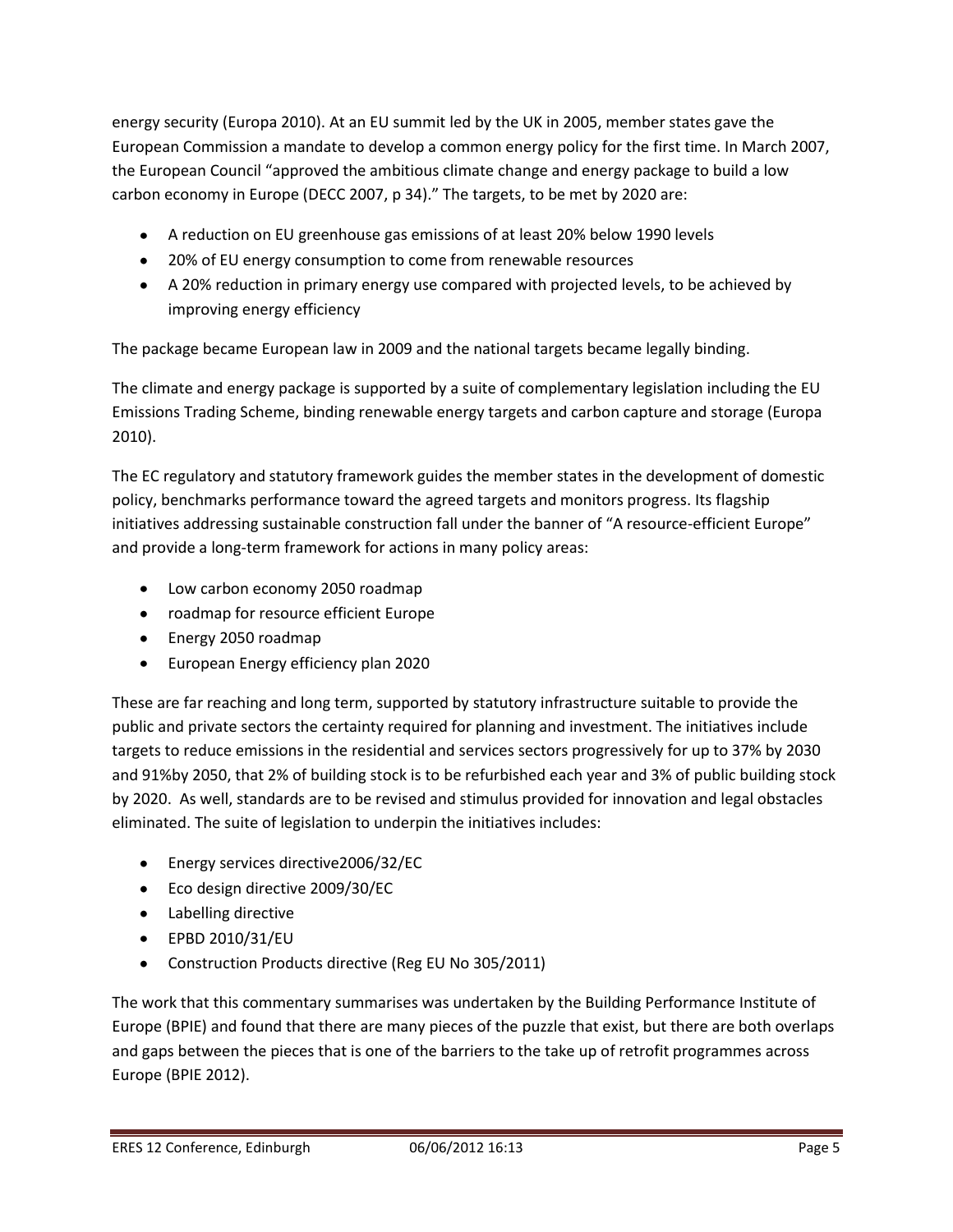energy security (Europa 2010). At an EU summit led by the UK in 2005, member states gave the European Commission a mandate to develop a common energy policy for the first time. In March 2007, the European Council "approved the ambitious climate change and energy package to build a low carbon economy in Europe (DECC 2007, p 34)." The targets, to be met by 2020 are:

- A reduction on EU greenhouse gas emissions of at least 20% below 1990 levels
- 20% of EU energy consumption to come from renewable resources
- A 20% reduction in primary energy use compared with projected levels, to be achieved by improving energy efficiency

The package became European law in 2009 and the national targets became legally binding.

The climate and energy package is supported by a suite of complementary legislation including the EU Emissions Trading Scheme, binding renewable energy targets and carbon capture and storage (Europa 2010).

The EC regulatory and statutory framework guides the member states in the development of domestic policy, benchmarks performance toward the agreed targets and monitors progress. Its flagship initiatives addressing sustainable construction fall under the banner of "A resource-efficient Europe" and provide a long-term framework for actions in many policy areas:

- Low carbon economy 2050 roadmap
- roadmap for resource efficient Europe
- Energy 2050 roadmap
- European Energy efficiency plan 2020

These are far reaching and long term, supported by statutory infrastructure suitable to provide the public and private sectors the certainty required for planning and investment. The initiatives include targets to reduce emissions in the residential and services sectors progressively for up to 37% by 2030 and 91%by 2050, that 2% of building stock is to be refurbished each year and 3% of public building stock by 2020. As well, standards are to be revised and stimulus provided for innovation and legal obstacles eliminated. The suite of legislation to underpin the initiatives includes:

- Energy services directive2006/32/EC
- Eco design directive 2009/30/EC
- Labelling directive
- EPBD 2010/31/EU
- Construction Products directive (Reg EU No 305/2011)

The work that this commentary summarises was undertaken by the Building Performance Institute of Europe (BPIE) and found that there are many pieces of the puzzle that exist, but there are both overlaps and gaps between the pieces that is one of the barriers to the take up of retrofit programmes across Europe (BPIE 2012).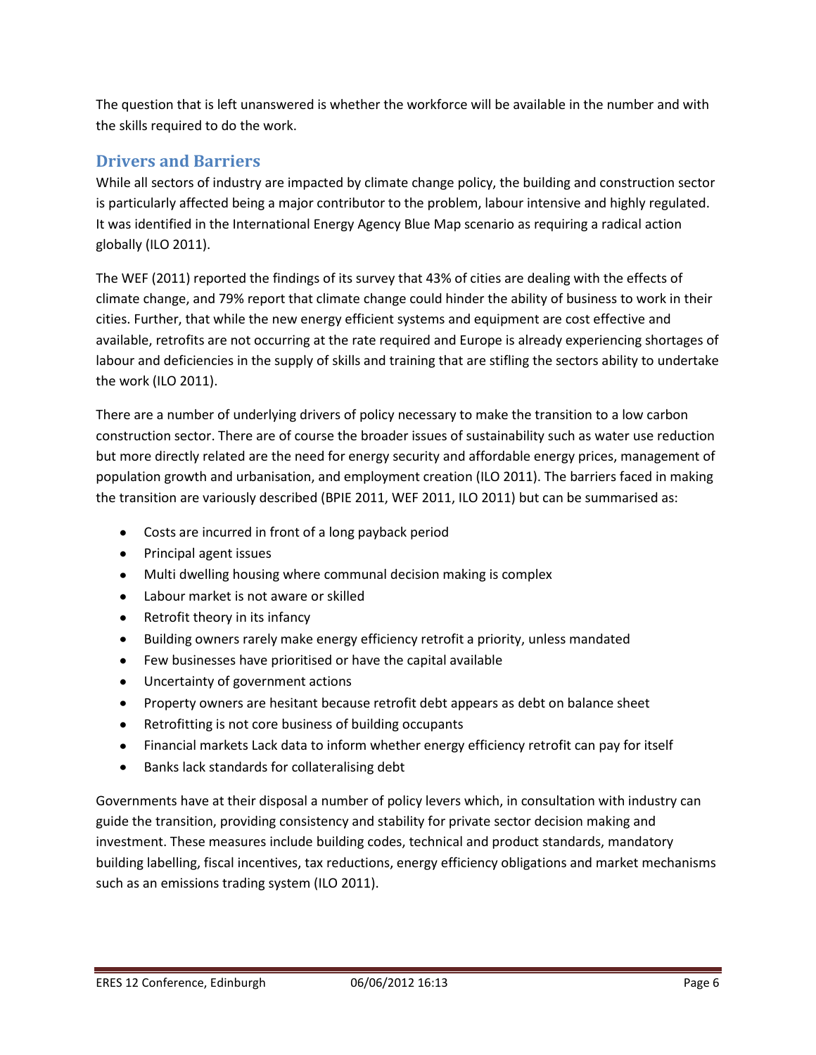The question that is left unanswered is whether the workforce will be available in the number and with the skills required to do the work.

## Drivers and Barriers

While all sectors of industry are impacted by climate change policy, the building and construction sector is particularly affected being a major contributor to the problem, labour intensive and highly regulated. It was identified in the International Energy Agency Blue Map scenario as requiring a radical action globally (ILO 2011).

The WEF (2011) reported the findings of its survey that 43% of cities are dealing with the effects of climate change, and 79% report that climate change could hinder the ability of business to work in their cities. Further, that while the new energy efficient systems and equipment are cost effective and available, retrofits are not occurring at the rate required and Europe is already experiencing shortages of labour and deficiencies in the supply of skills and training that are stifling the sectors ability to undertake the work (ILO 2011).

There are a number of underlying drivers of policy necessary to make the transition to a low carbon construction sector. There are of course the broader issues of sustainability such as water use reduction but more directly related are the need for energy security and affordable energy prices, management of population growth and urbanisation, and employment creation (ILO 2011). The barriers faced in making the transition are variously described (BPIE 2011, WEF 2011, ILO 2011) but can be summarised as:

- Costs are incurred in front of a long payback period
- Principal agent issues
- Multi dwelling housing where communal decision making is complex
- Labour market is not aware or skilled
- Retrofit theory in its infancy
- Building owners rarely make energy efficiency retrofit a priority, unless mandated
- Few businesses have prioritised or have the capital available
- Uncertainty of government actions
- Property owners are hesitant because retrofit debt appears as debt on balance sheet
- Retrofitting is not core business of building occupants
- Financial markets Lack data to inform whether energy efficiency retrofit can pay for itself
- Banks lack standards for collateralising debt

Governments have at their disposal a number of policy levers which, in consultation with industry can guide the transition, providing consistency and stability for private sector decision making and investment. These measures include building codes, technical and product standards, mandatory building labelling, fiscal incentives, tax reductions, energy efficiency obligations and market mechanisms such as an emissions trading system (ILO 2011).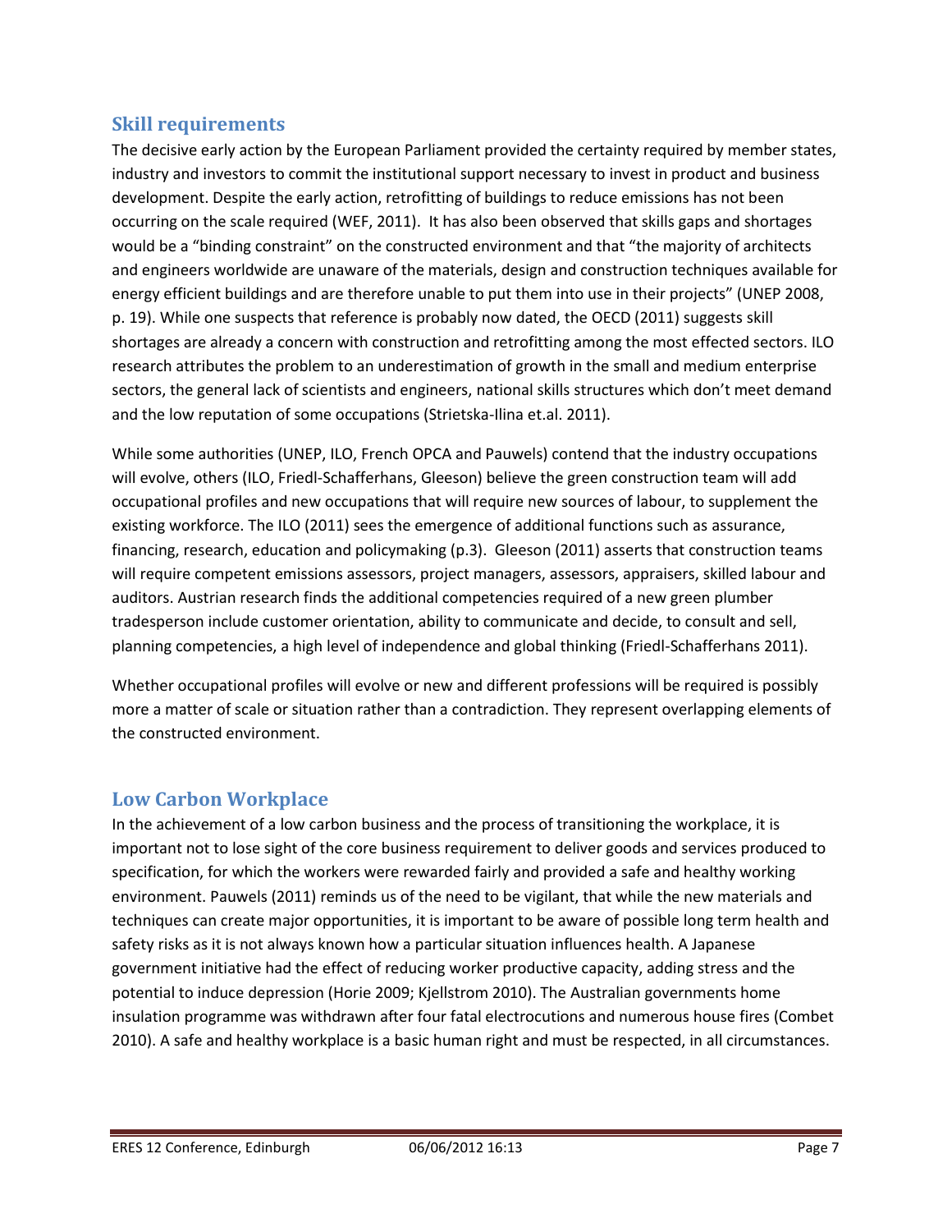## Skill requirements

The decisive early action by the European Parliament provided the certainty required by member states, industry and investors to commit the institutional support necessary to invest in product and business development. Despite the early action, retrofitting of buildings to reduce emissions has not been occurring on the scale required (WEF, 2011). It has also been observed that skills gaps and shortages would be a "binding constraint" on the constructed environment and that "the majority of architects and engineers worldwide are unaware of the materials, design and construction techniques available for energy efficient buildings and are therefore unable to put them into use in their projects" (UNEP 2008, p. 19). While one suspects that reference is probably now dated, the OECD (2011) suggests skill shortages are already a concern with construction and retrofitting among the most effected sectors. ILO research attributes the problem to an underestimation of growth in the small and medium enterprise sectors, the general lack of scientists and engineers, national skills structures which don't meet demand and the low reputation of some occupations (Strietska-Ilina et.al. 2011).

While some authorities (UNEP, ILO, French OPCA and Pauwels) contend that the industry occupations will evolve, others (ILO, Friedl-Schafferhans, Gleeson) believe the green construction team will add occupational profiles and new occupations that will require new sources of labour, to supplement the existing workforce. The ILO (2011) sees the emergence of additional functions such as assurance, financing, research, education and policymaking (p.3). Gleeson (2011) asserts that construction teams will require competent emissions assessors, project managers, assessors, appraisers, skilled labour and auditors. Austrian research finds the additional competencies required of a new green plumber tradesperson include customer orientation, ability to communicate and decide, to consult and sell, planning competencies, a high level of independence and global thinking (Friedl-Schafferhans 2011).

Whether occupational profiles will evolve or new and different professions will be required is possibly more a matter of scale or situation rather than a contradiction. They represent overlapping elements of the constructed environment.

## Low Carbon Workplace

In the achievement of a low carbon business and the process of transitioning the workplace, it is important not to lose sight of the core business requirement to deliver goods and services produced to specification, for which the workers were rewarded fairly and provided a safe and healthy working environment. Pauwels (2011) reminds us of the need to be vigilant, that while the new materials and techniques can create major opportunities, it is important to be aware of possible long term health and safety risks as it is not always known how a particular situation influences health. A Japanese government initiative had the effect of reducing worker productive capacity, adding stress and the potential to induce depression (Horie 2009; Kjellstrom 2010). The Australian governments home insulation programme was withdrawn after four fatal electrocutions and numerous house fires (Combet 2010). A safe and healthy workplace is a basic human right and must be respected, in all circumstances.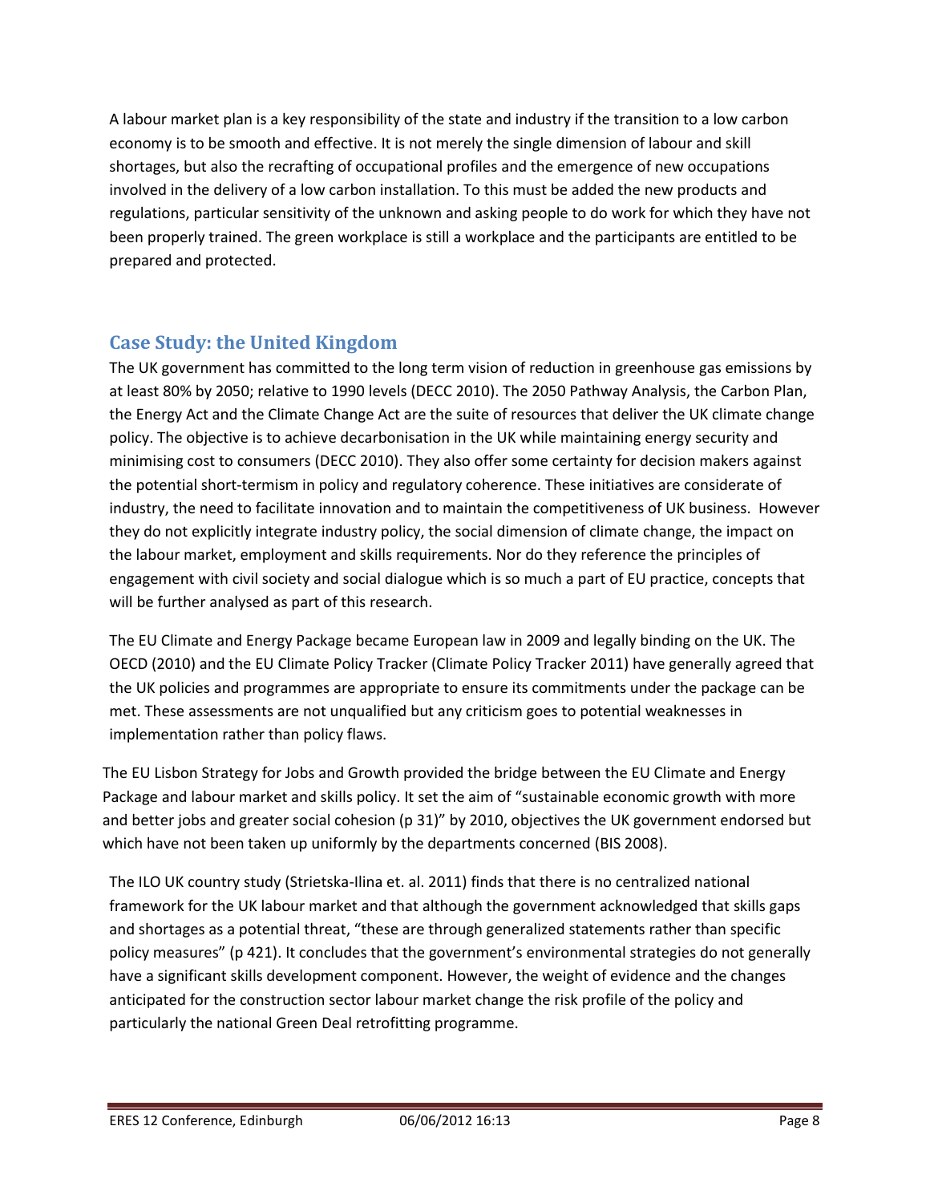A labour market plan is a key responsibility of the state and industry if the transition to a low carbon economy is to be smooth and effective. It is not merely the single dimension of labour and skill shortages, but also the recrafting of occupational profiles and the emergence of new occupations involved in the delivery of a low carbon installation. To this must be added the new products and regulations, particular sensitivity of the unknown and asking people to do work for which they have not been properly trained. The green workplace is still a workplace and the participants are entitled to be prepared and protected.

## Case Study: the United Kingdom

The UK government has committed to the long term vision of reduction in greenhouse gas emissions by at least 80% by 2050; relative to 1990 levels (DECC 2010). The 2050 Pathway Analysis, the Carbon Plan, the Energy Act and the Climate Change Act are the suite of resources that deliver the UK climate change policy. The objective is to achieve decarbonisation in the UK while maintaining energy security and minimising cost to consumers (DECC 2010). They also offer some certainty for decision makers against the potential short-termism in policy and regulatory coherence. These initiatives are considerate of industry, the need to facilitate innovation and to maintain the competitiveness of UK business. However they do not explicitly integrate industry policy, the social dimension of climate change, the impact on the labour market, employment and skills requirements. Nor do they reference the principles of engagement with civil society and social dialogue which is so much a part of EU practice, concepts that will be further analysed as part of this research.

The EU Climate and Energy Package became European law in 2009 and legally binding on the UK. The OECD (2010) and the EU Climate Policy Tracker (Climate Policy Tracker 2011) have generally agreed that the UK policies and programmes are appropriate to ensure its commitments under the package can be met. These assessments are not unqualified but any criticism goes to potential weaknesses in implementation rather than policy flaws.

The EU Lisbon Strategy for Jobs and Growth provided the bridge between the EU Climate and Energy Package and labour market and skills policy. It set the aim of "sustainable economic growth with more and better jobs and greater social cohesion (p 31)" by 2010, objectives the UK government endorsed but which have not been taken up uniformly by the departments concerned (BIS 2008).

The ILO UK country study (Strietska-Ilina et. al. 2011) finds that there is no centralized national framework for the UK labour market and that although the government acknowledged that skills gaps and shortages as a potential threat, "these are through generalized statements rather than specific policy measures" (p 421). It concludes that the government's environmental strategies do not generally have a significant skills development component. However, the weight of evidence and the changes anticipated for the construction sector labour market change the risk profile of the policy and particularly the national Green Deal retrofitting programme.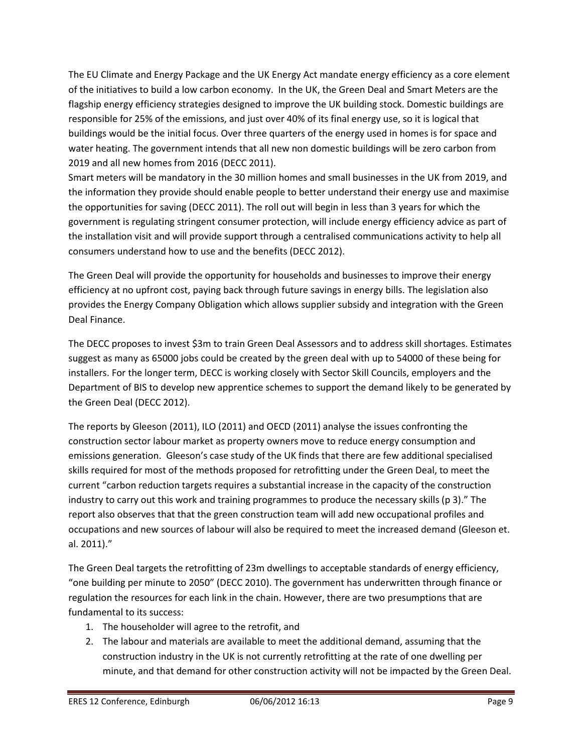The EU Climate and Energy Package and the UK Energy Act mandate energy efficiency as a core element of the initiatives to build a low carbon economy. In the UK, the Green Deal and Smart Meters are the flagship energy efficiency strategies designed to improve the UK building stock. Domestic buildings are responsible for 25% of the emissions, and just over 40% of its final energy use, so it is logical that buildings would be the initial focus. Over three quarters of the energy used in homes is for space and water heating. The government intends that all new non domestic buildings will be zero carbon from 2019 and all new homes from 2016 (DECC 2011).
Smart meters will be mandatory in the 30 million homes and small businesses in the UK from 2019, and the information they provide should enable people to better understand their energy use and maximise the opportunities for saving (DECC 2011). The roll out will begin in less than 3 years for which the government is regulating stringent consumer protection, will include energy efficiency advice as part of the installation visit and will provide support through a centralised communications activity to help all consumers understand how to use and the benefits (DECC 2012).

The Green Deal will provide the opportunity for households and businesses to improve their energy efficiency at no upfront cost, paying back through future savings in energy bills. The legislation also provides the Energy Company Obligation which allows supplier subsidy and integration with the Green Deal Finance.

The DECC proposes to invest $3m to train Green Deal Assessors and to address skill shortages. Estimates suggest as many as 65000 jobs could be created by the green deal with up to 54000 of these being for installers. For the longer term, DECC is working closely with Sector Skill Councils, employers and the Department of BIS to develop new apprentice schemes to support the demand likely to be generated by the Green Deal (DECC 2012).

The reports by Gleeson (2011), ILO (2011) and OECD (2011) analyse the issues confronting the construction sector labour market as property owners move to reduce energy consumption and emissions generation. Gleeson's case study of the UK finds that there are few additional specialised skills required for most of the methods proposed for retrofitting under the Green Deal, to meet the current "carbon reduction targets requires a substantial increase in the capacity of the construction industry to carry out this work and training programmes to produce the necessary skills (p 3)." The report also observes that that the green construction team will add new occupational profiles and occupations and new sources of labour will also be required to meet the increased demand (Gleeson et. al. 2011)."

The Green Deal targets the retrofitting of 23m dwellings to acceptable standards of energy efficiency, "one building per minute to 2050" (DECC 2010). The government has underwritten through finance or regulation the resources for each link in the chain. However, there are two presumptions that are fundamental to its success:

1. The householder will agree to the retrofit, and
2. The labour and materials are available to meet the additional demand, assuming that the construction industry in the UK is not currently retrofitting at the rate of one dwelling per minute, and that demand for other construction activity will not be impacted by the Green Deal.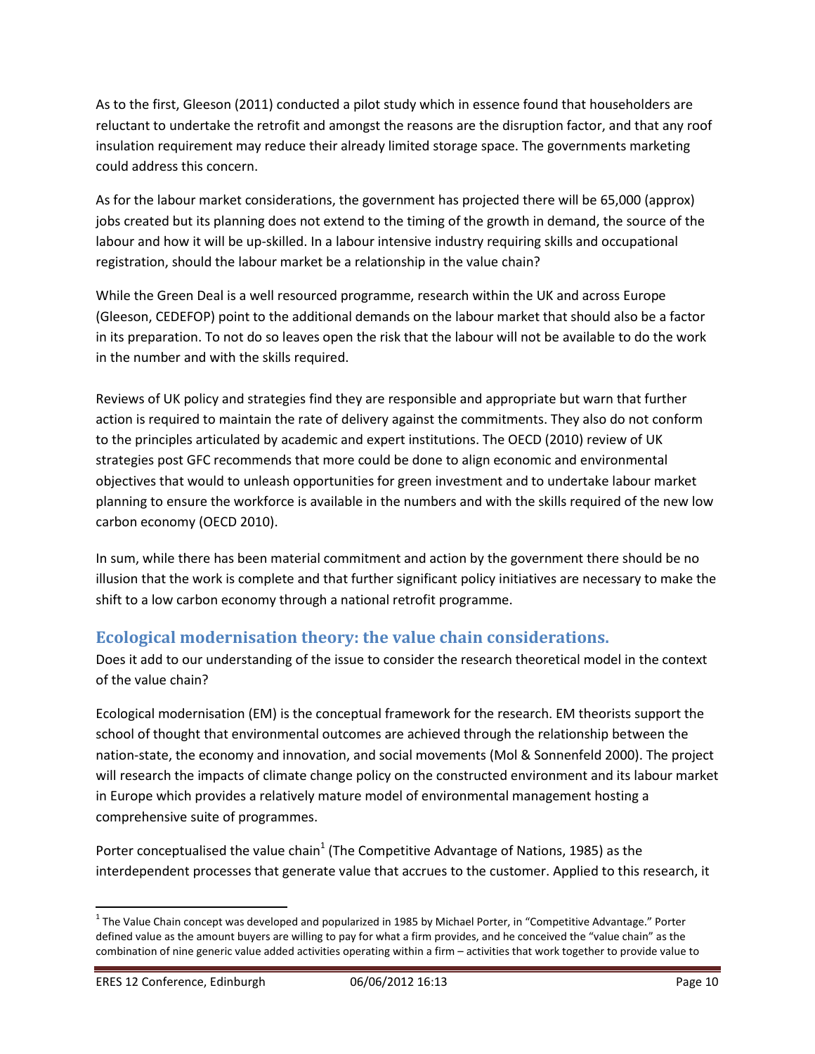As to the first, Gleeson (2011) conducted a pilot study which in essence found that householders are reluctant to undertake the retrofit and amongst the reasons are the disruption factor, and that any roof insulation requirement may reduce their already limited storage space. The governments marketing could address this concern.

As for the labour market considerations, the government has projected there will be 65,000 (approx) jobs created but its planning does not extend to the timing of the growth in demand, the source of the labour and how it will be up-skilled. In a labour intensive industry requiring skills and occupational registration, should the labour market be a relationship in the value chain?

While the Green Deal is a well resourced programme, research within the UK and across Europe (Gleeson, CEDEFOP) point to the additional demands on the labour market that should also be a factor in its preparation. To not do so leaves open the risk that the labour will not be available to do the work in the number and with the skills required.

Reviews of UK policy and strategies find they are responsible and appropriate but warn that further action is required to maintain the rate of delivery against the commitments. They also do not conform to the principles articulated by academic and expert institutions. The OECD (2010) review of UK strategies post GFC recommends that more could be done to align economic and environmental objectives that would to unleash opportunities for green investment and to undertake labour market planning to ensure the workforce is available in the numbers and with the skills required of the new low carbon economy (OECD 2010).

In sum, while there has been material commitment and action by the government there should be no illusion that the work is complete and that further significant policy initiatives are necessary to make the shift to a low carbon economy through a national retrofit programme.

## Ecological modernisation theory: the value chain considerations.

Does it add to our understanding of the issue to consider the research theoretical model in the context of the value chain?

Ecological modernisation (EM) is the conceptual framework for the research. EM theorists support the school of thought that environmental outcomes are achieved through the relationship between the nation-state, the economy and innovation, and social movements (Mol & Sonnenfeld 2000). The project will research the impacts of climate change policy on the constructed environment and its labour market in Europe which provides a relatively mature model of environmental management hosting a comprehensive suite of programmes.

Porter conceptualised the value chain[1] (The Competitive Advantage of Nations, 1985) as the interdependent processes that generate value that accrues to the customer. Applied to this research, it

[1] The Value Chain concept was developed and popularized in 1985 by Michael Porter, in "Competitive Advantage." Porter defined value as the amount buyers are willing to pay for what a firm provides, and he conceived the "value chain" as the combination of nine generic value added activities operating within a firm – activities that work together to provide value to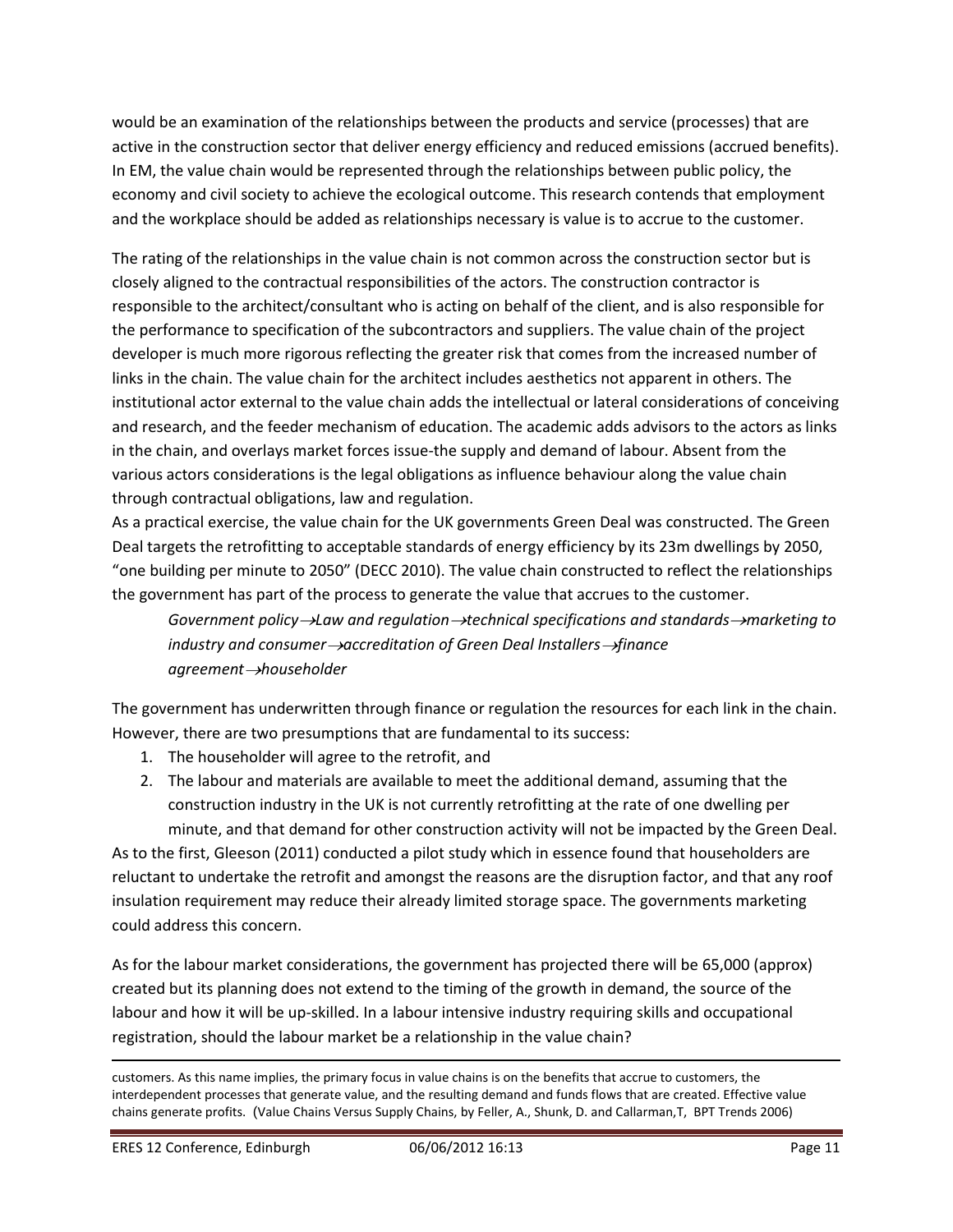would be an examination of the relationships between the products and service (processes) that are active in the construction sector that deliver energy efficiency and reduced emissions (accrued benefits). In EM, the value chain would be represented through the relationships between public policy, the economy and civil society to achieve the ecological outcome. This research contends that employment and the workplace should be added as relationships necessary is value is to accrue to the customer.

The rating of the relationships in the value chain is not common across the construction sector but is closely aligned to the contractual responsibilities of the actors. The construction contractor is responsible to the architect/consultant who is acting on behalf of the client, and is also responsible for the performance to specification of the subcontractors and suppliers. The value chain of the project developer is much more rigorous reflecting the greater risk that comes from the increased number of links in the chain. The value chain for the architect includes aesthetics not apparent in others. The institutional actor external to the value chain adds the intellectual or lateral considerations of conceiving and research, and the feeder mechanism of education. The academic adds advisors to the actors as links in the chain, and overlays market forces issue-the supply and demand of labour. Absent from the various actors considerations is the legal obligations as influence behaviour along the value chain through contractual obligations, law and regulation.

As a practical exercise, the value chain for the UK governments Green Deal was constructed. The Green Deal targets the retrofitting to acceptable standards of energy efficiency by its 23m dwellings by 2050, "one building per minute to 2050" (DECC 2010). The value chain constructed to reflect the relationships the government has part of the process to generate the value that accrues to the customer.

> *Government policy→Law and regulation→technical specifications and standards→marketing to industry and consumer→accreditation of Green Deal Installers→finance agreement→householder*

The government has underwritten through finance or regulation the resources for each link in the chain. However, there are two presumptions that are fundamental to its success:

1. The householder will agree to the retrofit, and
2. The labour and materials are available to meet the additional demand, assuming that the construction industry in the UK is not currently retrofitting at the rate of one dwelling per minute, and that demand for other construction activity will not be impacted by the Green Deal.

As to the first, Gleeson (2011) conducted a pilot study which in essence found that householders are reluctant to undertake the retrofit and amongst the reasons are the disruption factor, and that any roof insulation requirement may reduce their already limited storage space. The governments marketing could address this concern.

As for the labour market considerations, the government has projected there will be 65,000 (approx) created but its planning does not extend to the timing of the growth in demand, the source of the labour and how it will be up-skilled. In a labour intensive industry requiring skills and occupational registration, should the labour market be a relationship in the value chain?

---

customers. As this name implies, the primary focus in value chains is on the benefits that accrue to customers, the interdependent processes that generate value, and the resulting demand and funds flows that are created. Effective value chains generate profits. (Value Chains Versus Supply Chains, by Feller, A., Shunk, D. and Callarman,T, BPT Trends 2006)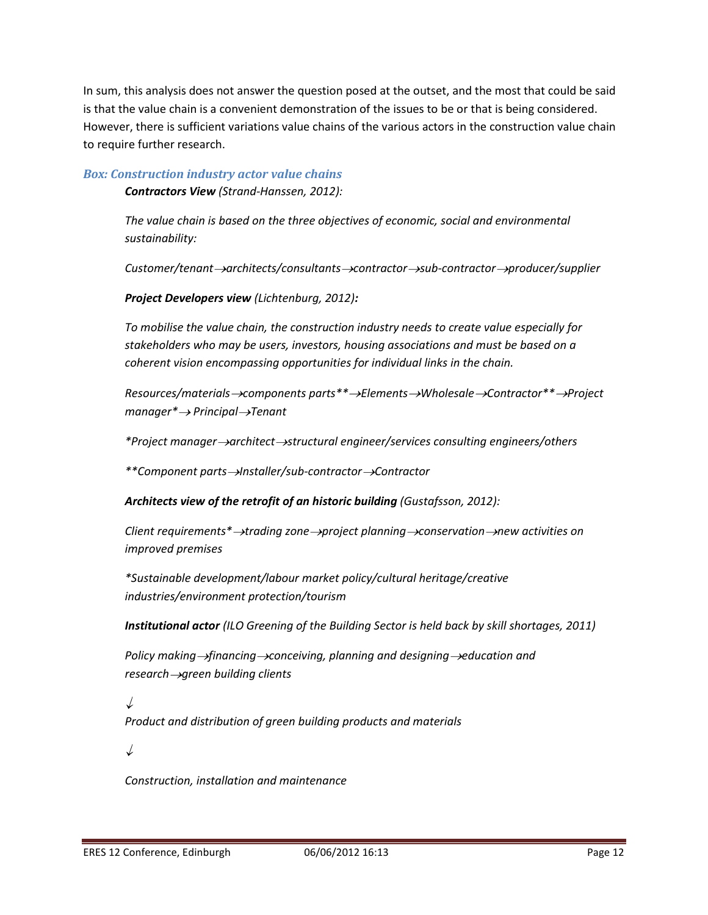In sum, this analysis does not answer the question posed at the outset, and the most that could be said is that the value chain is a convenient demonstration of the issues to be or that is being considered. However, there is sufficient variations value chains of the various actors in the construction value chain to require further research.

### *Box: Construction industry actor value chains*

***Contractors View*** *(Strand-Hanssen, 2012):*

*The value chain is based on the three objectives of economic, social and environmental sustainability:*

*Customer/tenant→architects/consultants→contractor→sub-contractor→producer/supplier*

***Project Developers view*** *(Lichtenburg, 2012)**:***

*To mobilise the value chain, the construction industry needs to create value especially for stakeholders who may be users, investors, housing associations and must be based on a coherent vision encompassing opportunities for individual links in the chain.*

*Resources/materials→components parts**→Elements→Wholesale→Contractor**→Project manager*→ Principal→Tenant*

**Project manager→architect→structural engineer/services consulting engineers/others*

***Component parts→Installer/sub-contractor→Contractor*

***Architects view of the retrofit of an historic building*** *(Gustafsson, 2012):*

*Client requirements*→trading zone→project planning→conservation→new activities on improved premises*

**Sustainable development/labour market policy/cultural heritage/creative industries/environment protection/tourism*

***Institutional actor*** *(ILO Greening of the Building Sector is held back by skill shortages, 2011)*

*Policy making→financing→conceiving, planning and designing→education and research→green building clients*

↓

*Product and distribution of green building products and materials*

↓

*Construction, installation and maintenance*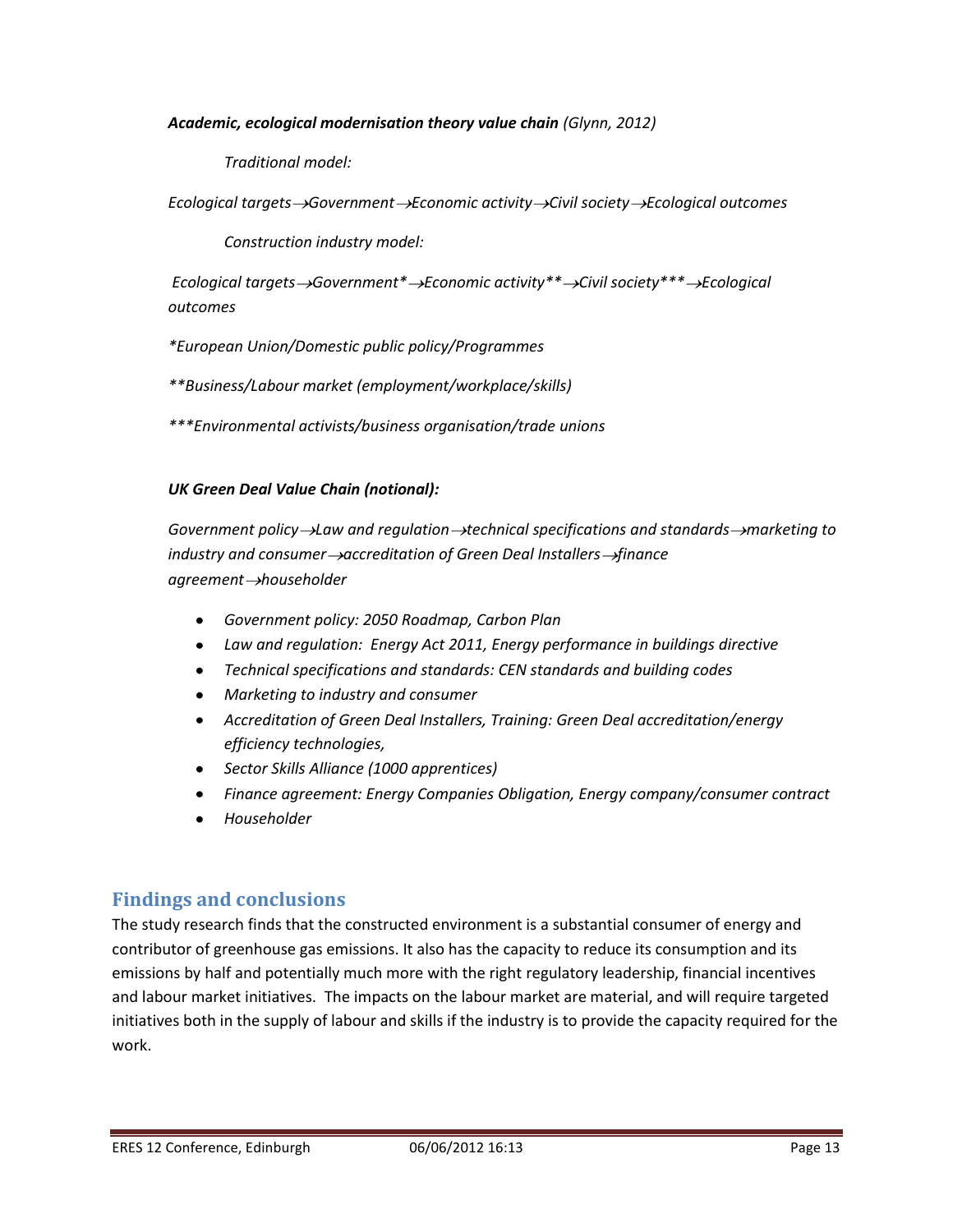***Academic, ecological modernisation theory value chain*** *(Glynn, 2012)*

*Traditional model:*

*Ecological targets→Government→Economic activity→Civil society→Ecological outcomes*

*Construction industry model:*

*Ecological targets→Government*→Economic activity**→Civil society***→Ecological outcomes*

*\*European Union/Domestic public policy/Programmes*

*\*\*Business/Labour market (employment/workplace/skills)*

*\*\*\*Environmental activists/business organisation/trade unions*

***UK Green Deal Value Chain (notional):***

*Government policy→Law and regulation→technical specifications and standards→marketing to industry and consumer→accreditation of Green Deal Installers→finance agreement→householder*

- *Government policy: 2050 Roadmap, Carbon Plan*
- *Law and regulation: Energy Act 2011, Energy performance in buildings directive*
- *Technical specifications and standards: CEN standards and building codes*
- *Marketing to industry and consumer*
- *Accreditation of Green Deal Installers, Training: Green Deal accreditation/energy efficiency technologies,*
- *Sector Skills Alliance (1000 apprentices)*
- *Finance agreement: Energy Companies Obligation, Energy company/consumer contract*
- *Householder*

## Findings and conclusions

The study research finds that the constructed environment is a substantial consumer of energy and contributor of greenhouse gas emissions. It also has the capacity to reduce its consumption and its emissions by half and potentially much more with the right regulatory leadership, financial incentives and labour market initiatives. The impacts on the labour market are material, and will require targeted initiatives both in the supply of labour and skills if the industry is to provide the capacity required for the work.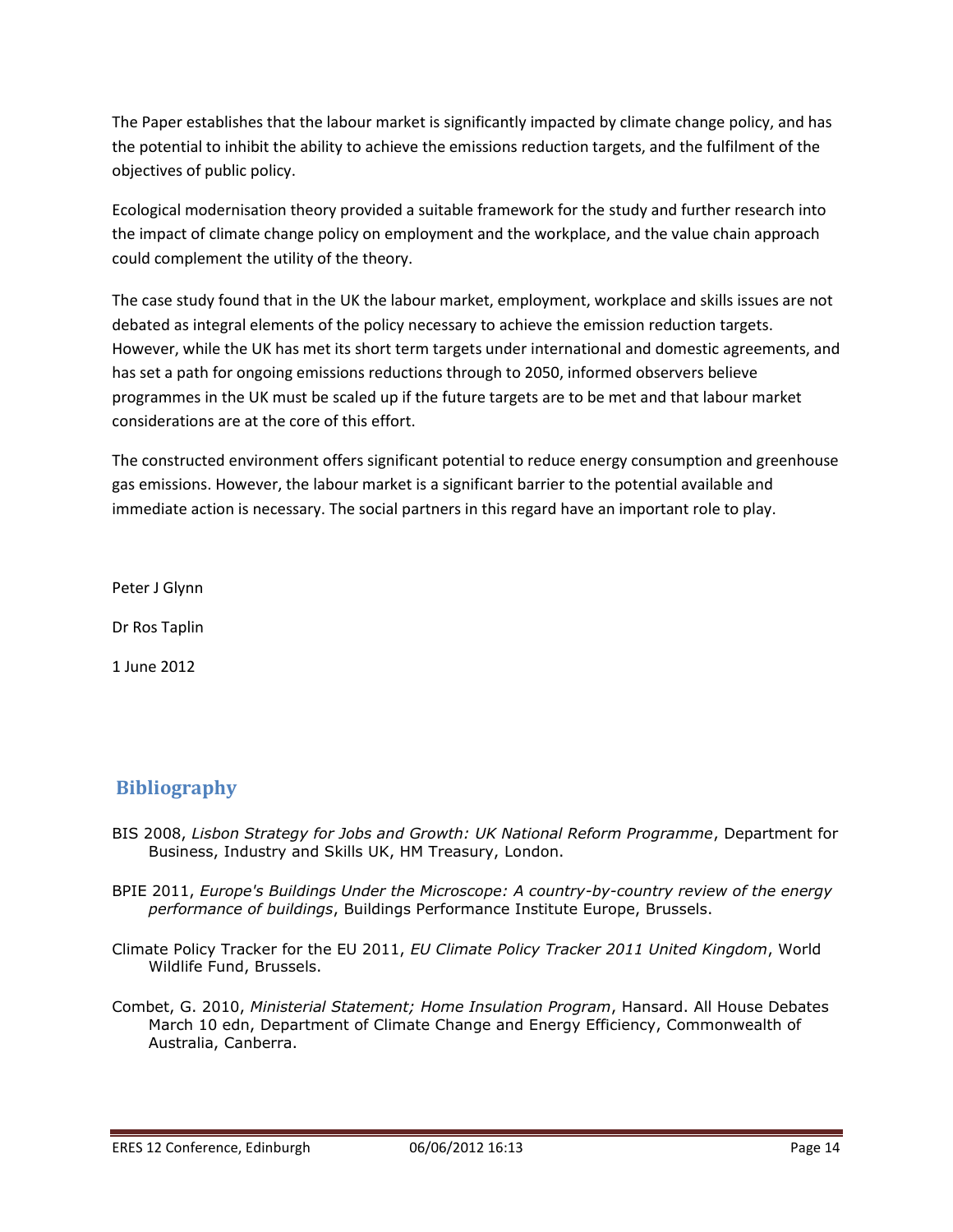The Paper establishes that the labour market is significantly impacted by climate change policy, and has the potential to inhibit the ability to achieve the emissions reduction targets, and the fulfilment of the objectives of public policy.

Ecological modernisation theory provided a suitable framework for the study and further research into the impact of climate change policy on employment and the workplace, and the value chain approach could complement the utility of the theory.

The case study found that in the UK the labour market, employment, workplace and skills issues are not debated as integral elements of the policy necessary to achieve the emission reduction targets. However, while the UK has met its short term targets under international and domestic agreements, and has set a path for ongoing emissions reductions through to 2050, informed observers believe programmes in the UK must be scaled up if the future targets are to be met and that labour market considerations are at the core of this effort.

The constructed environment offers significant potential to reduce energy consumption and greenhouse gas emissions. However, the labour market is a significant barrier to the potential available and immediate action is necessary. The social partners in this regard have an important role to play.

Peter J Glynn

Dr Ros Taplin

1 June 2012

## Bibliography

BIS 2008, *Lisbon Strategy for Jobs and Growth: UK National Reform Programme*, Department for Business, Industry and Skills UK, HM Treasury, London.

BPIE 2011, *Europe's Buildings Under the Microscope: A country-by-country review of the energy performance of buildings*, Buildings Performance Institute Europe, Brussels.

Climate Policy Tracker for the EU 2011, *EU Climate Policy Tracker 2011 United Kingdom*, World Wildlife Fund, Brussels.

Combet, G. 2010, *Ministerial Statement; Home Insulation Program*, Hansard. All House Debates March 10 edn, Department of Climate Change and Energy Efficiency, Commonwealth of Australia, Canberra.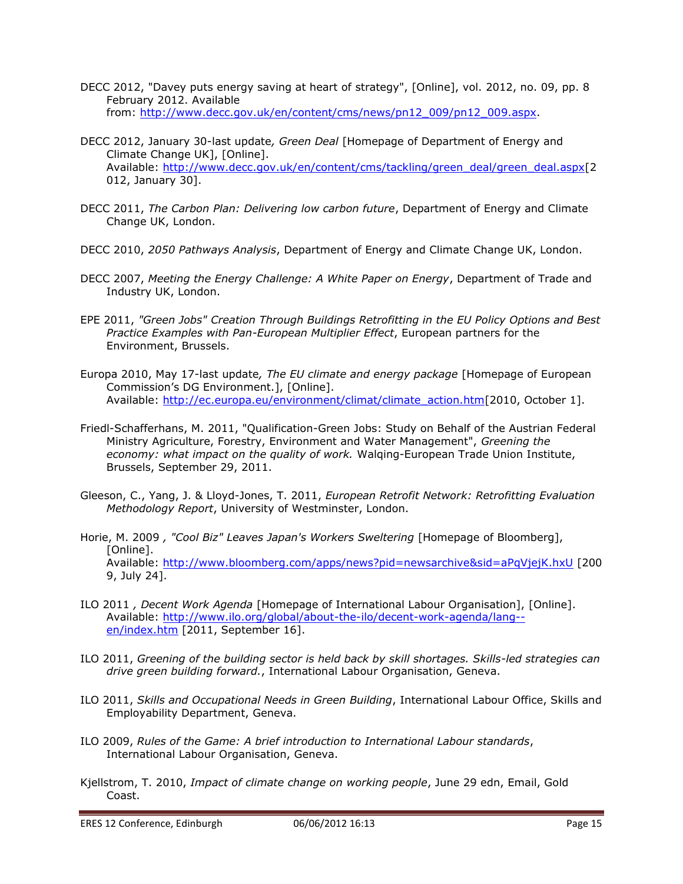DECC 2012, "Davey puts energy saving at heart of strategy", [Online], vol. 2012, no. 09, pp. 8 February 2012. Available from: http://www.decc.gov.uk/en/content/cms/news/pn12_009/pn12_009.aspx.

DECC 2012, January 30-last update*, Green Deal* [Homepage of Department of Energy and Climate Change UK], [Online]. Available: http://www.decc.gov.uk/en/content/cms/tackling/green_deal/green_deal.aspx[2012, January 30].

DECC 2011, *The Carbon Plan: Delivering low carbon future*, Department of Energy and Climate Change UK, London.

DECC 2010, *2050 Pathways Analysis*, Department of Energy and Climate Change UK, London.

DECC 2007, *Meeting the Energy Challenge: A White Paper on Energy*, Department of Trade and Industry UK, London.

EPE 2011, *"Green Jobs" Creation Through Buildings Retrofitting in the EU Policy Options and Best Practice Examples with Pan-European Multiplier Effect*, European partners for the Environment, Brussels.

Europa 2010, May 17-last update*, The EU climate and energy package* [Homepage of European Commission's DG Environment.], [Online]. Available: http://ec.europa.eu/environment/climat/climate_action.htm[2010, October 1].

Friedl-Schafferhans, M. 2011, "Qualification-Green Jobs: Study on Behalf of the Austrian Federal Ministry Agriculture, Forestry, Environment and Water Management", *Greening the economy: what impact on the quality of work.* Walqing-European Trade Union Institute, Brussels, September 29, 2011.

Gleeson, C., Yang, J. & Lloyd-Jones, T. 2011, *European Retrofit Network: Retrofitting Evaluation Methodology Report*, University of Westminster, London.

Horie, M. 2009 *, "Cool Biz" Leaves Japan's Workers Sweltering* [Homepage of Bloomberg], [Online]. Available: http://www.bloomberg.com/apps/news?pid=newsarchive&sid=aPqVjejK.hxU [2009, July 24].

ILO 2011 *, Decent Work Agenda* [Homepage of International Labour Organisation], [Online]. Available: http://www.ilo.org/global/about-the-ilo/decent-work-agenda/lang--en/index.htm [2011, September 16].

ILO 2011, *Greening of the building sector is held back by skill shortages. Skills-led strategies can drive green building forward.*, International Labour Organisation, Geneva.

ILO 2011, *Skills and Occupational Needs in Green Building*, International Labour Office, Skills and Employability Department, Geneva.

ILO 2009, *Rules of the Game: A brief introduction to International Labour standards*, International Labour Organisation, Geneva.

Kjellstrom, T. 2010, *Impact of climate change on working people*, June 29 edn, Email, Gold Coast.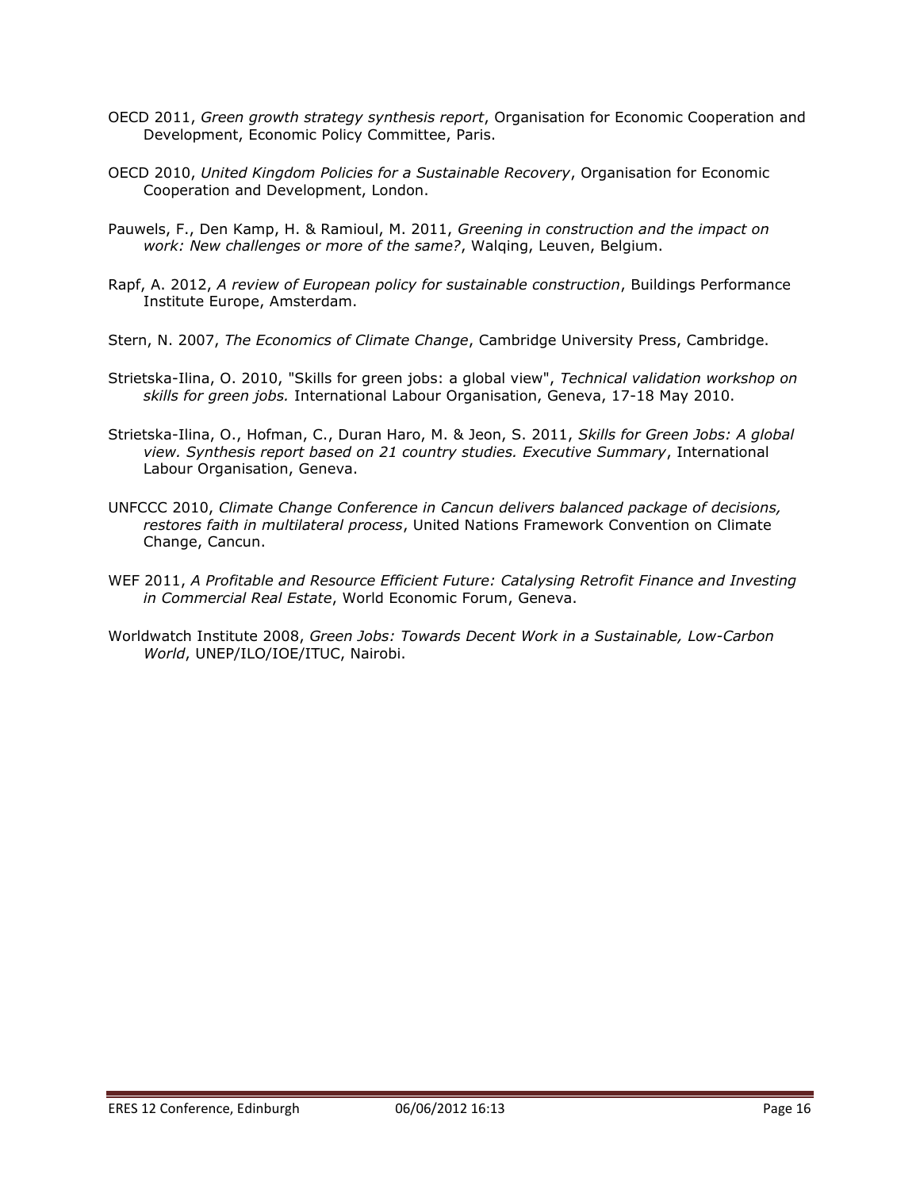OECD 2011, *Green growth strategy synthesis report*, Organisation for Economic Cooperation and Development, Economic Policy Committee, Paris.

OECD 2010, *United Kingdom Policies for a Sustainable Recovery*, Organisation for Economic Cooperation and Development, London.

Pauwels, F., Den Kamp, H. & Ramioul, M. 2011, *Greening in construction and the impact on work: New challenges or more of the same?*, Walqing, Leuven, Belgium.

Rapf, A. 2012, *A review of European policy for sustainable construction*, Buildings Performance Institute Europe, Amsterdam.

Stern, N. 2007, *The Economics of Climate Change*, Cambridge University Press, Cambridge.

Strietska-Ilina, O. 2010, "Skills for green jobs: a global view", *Technical validation workshop on skills for green jobs.* International Labour Organisation, Geneva, 17-18 May 2010.

Strietska-Ilina, O., Hofman, C., Duran Haro, M. & Jeon, S. 2011, *Skills for Green Jobs: A global view. Synthesis report based on 21 country studies. Executive Summary*, International Labour Organisation, Geneva.

UNFCCC 2010, *Climate Change Conference in Cancun delivers balanced package of decisions, restores faith in multilateral process*, United Nations Framework Convention on Climate Change, Cancun.

WEF 2011, *A Profitable and Resource Efficient Future: Catalysing Retrofit Finance and Investing in Commercial Real Estate*, World Economic Forum, Geneva.

Worldwatch Institute 2008, *Green Jobs: Towards Decent Work in a Sustainable, Low-Carbon World*, UNEP/ILO/IOE/ITUC, Nairobi.